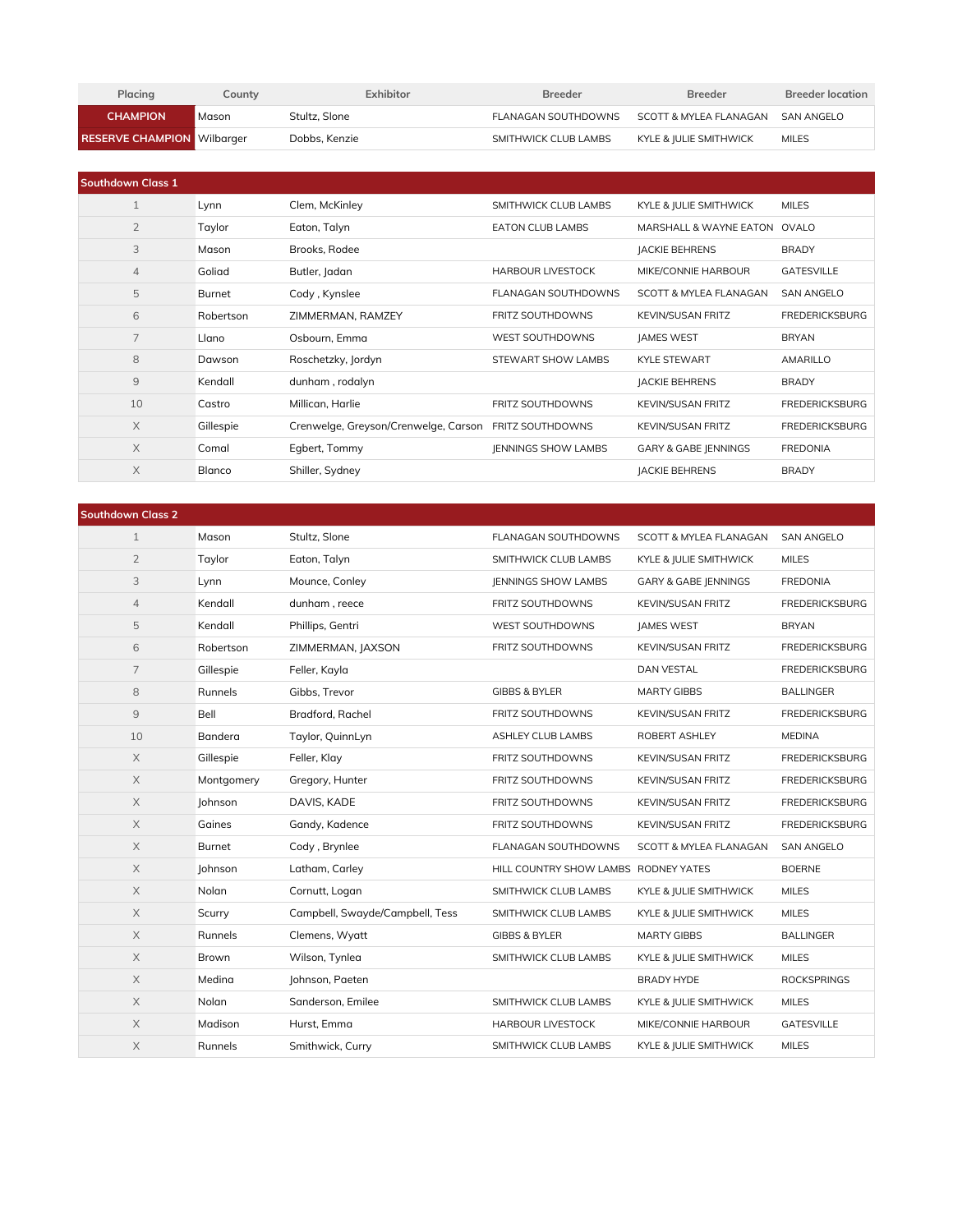| Placing | County | Exhibitor | Breeder | Breeder | Breeder location |
|---|---|---|---|---|---|
| CHAMPION | Mason | Stultz, Slone | FLANAGAN SOUTHDOWNS | SCOTT & MYLEA FLANAGAN | SAN ANGELO |
| RESERVE CHAMPION | Wilbarger | Dobbs, Kenzie | SMITHWICK CLUB LAMBS | KYLE & JULIE SMITHWICK | MILES |

| Southdown Class 1 | | | | | |
|---|---|---|---|---|---|
| 1 | Lynn | Clem, McKinley | SMITHWICK CLUB LAMBS | KYLE & JULIE SMITHWICK | MILES |
| 2 | Taylor | Eaton, Talyn | EATON CLUB LAMBS | MARSHALL & WAYNE EATON | OVALO |
| 3 | Mason | Brooks, Rodee | | JACKIE BEHRENS | BRADY |
| 4 | Goliad | Butler, Jadan | HARBOUR LIVESTOCK | MIKE/CONNIE HARBOUR | GATESVILLE |
| 5 | Burnet | Cody , Kynslee | FLANAGAN SOUTHDOWNS | SCOTT & MYLEA FLANAGAN | SAN ANGELO |
| 6 | Robertson | ZIMMERMAN, RAMZEY | FRITZ SOUTHDOWNS | KEVIN/SUSAN FRITZ | FREDERICKSBURG |
| 7 | Llano | Osbourn, Emma | WEST SOUTHDOWNS | JAMES WEST | BRYAN |
| 8 | Dawson | Roschetzky, Jordyn | STEWART SHOW LAMBS | KYLE STEWART | AMARILLO |
| 9 | Kendall | dunham , rodalyn | | JACKIE BEHRENS | BRADY |
| 10 | Castro | Millican, Harlie | FRITZ SOUTHDOWNS | KEVIN/SUSAN FRITZ | FREDERICKSBURG |
| X | Gillespie | Crenwelge, Greyson/Crenwelge, Carson | FRITZ SOUTHDOWNS | KEVIN/SUSAN FRITZ | FREDERICKSBURG |
| X | Comal | Egbert, Tommy | JENNINGS SHOW LAMBS | GARY & GABE JENNINGS | FREDONIA |
| X | Blanco | Shiller, Sydney | | JACKIE BEHRENS | BRADY |

| Southdown Class 2 | | | | | |
|---|---|---|---|---|---|
| 1 | Mason | Stultz, Slone | FLANAGAN SOUTHDOWNS | SCOTT & MYLEA FLANAGAN | SAN ANGELO |
| 2 | Taylor | Eaton, Talyn | SMITHWICK CLUB LAMBS | KYLE & JULIE SMITHWICK | MILES |
| 3 | Lynn | Mounce, Conley | JENNINGS SHOW LAMBS | GARY & GABE JENNINGS | FREDONIA |
| 4 | Kendall | dunham , reece | FRITZ SOUTHDOWNS | KEVIN/SUSAN FRITZ | FREDERICKSBURG |
| 5 | Kendall | Phillips, Gentri | WEST SOUTHDOWNS | JAMES WEST | BRYAN |
| 6 | Robertson | ZIMMERMAN, JAXSON | FRITZ SOUTHDOWNS | KEVIN/SUSAN FRITZ | FREDERICKSBURG |
| 7 | Gillespie | Feller, Kayla | | DAN VESTAL | FREDERICKSBURG |
| 8 | Runnels | Gibbs, Trevor | GIBBS & BYLER | MARTY GIBBS | BALLINGER |
| 9 | Bell | Bradford, Rachel | FRITZ SOUTHDOWNS | KEVIN/SUSAN FRITZ | FREDERICKSBURG |
| 10 | Bandera | Taylor, QuinnLyn | ASHLEY CLUB LAMBS | ROBERT ASHLEY | MEDINA |
| X | Gillespie | Feller, Klay | FRITZ SOUTHDOWNS | KEVIN/SUSAN FRITZ | FREDERICKSBURG |
| X | Montgomery | Gregory, Hunter | FRITZ SOUTHDOWNS | KEVIN/SUSAN FRITZ | FREDERICKSBURG |
| X | Johnson | DAVIS, KADE | FRITZ SOUTHDOWNS | KEVIN/SUSAN FRITZ | FREDERICKSBURG |
| X | Gaines | Gandy, Kadence | FRITZ SOUTHDOWNS | KEVIN/SUSAN FRITZ | FREDERICKSBURG |
| X | Burnet | Cody , Brynlee | FLANAGAN SOUTHDOWNS | SCOTT & MYLEA FLANAGAN | SAN ANGELO |
| X | Johnson | Latham, Carley | HILL COUNTRY SHOW LAMBS | RODNEY YATES | BOERNE |
| X | Nolan | Cornutt, Logan | SMITHWICK CLUB LAMBS | KYLE & JULIE SMITHWICK | MILES |
| X | Scurry | Campbell, Swayde/Campbell, Tess | SMITHWICK CLUB LAMBS | KYLE & JULIE SMITHWICK | MILES |
| X | Runnels | Clemens, Wyatt | GIBBS & BYLER | MARTY GIBBS | BALLINGER |
| X | Brown | Wilson, Tynlea | SMITHWICK CLUB LAMBS | KYLE & JULIE SMITHWICK | MILES |
| X | Medina | Johnson, Paeten | | BRADY HYDE | ROCKSPRINGS |
| X | Nolan | Sanderson, Emilee | SMITHWICK CLUB LAMBS | KYLE & JULIE SMITHWICK | MILES |
| X | Madison | Hurst, Emma | HARBOUR LIVESTOCK | MIKE/CONNIE HARBOUR | GATESVILLE |
| X | Runnels | Smithwick, Curry | SMITHWICK CLUB LAMBS | KYLE & JULIE SMITHWICK | MILES |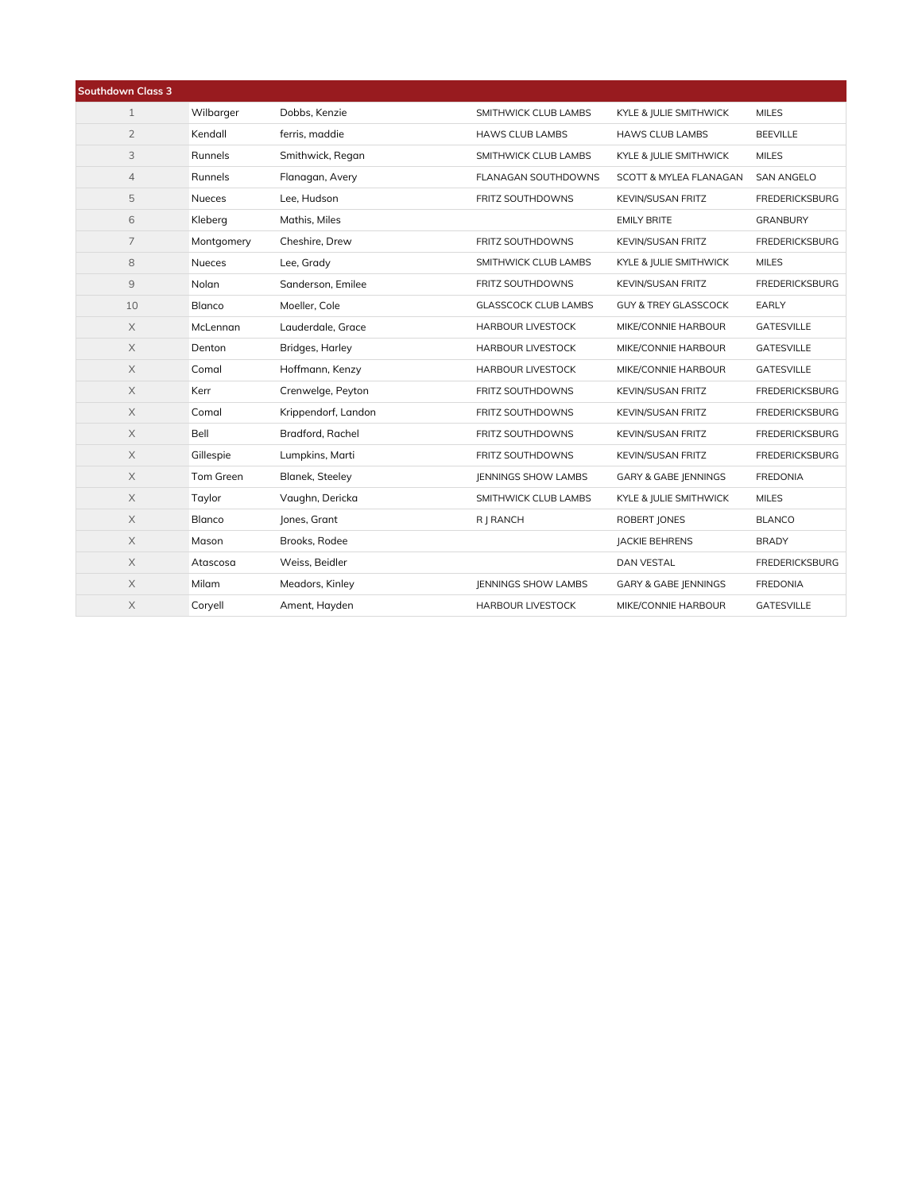| Southdown Class 3 | | | | | |
|---|---|---|---|---|---|
| 1 | Wilbarger | Dobbs, Kenzie | SMITHWICK CLUB LAMBS | KYLE & JULIE SMITHWICK | MILES |
| 2 | Kendall | ferris, maddie | HAWS CLUB LAMBS | HAWS CLUB LAMBS | BEEVILLE |
| 3 | Runnels | Smithwick, Regan | SMITHWICK CLUB LAMBS | KYLE & JULIE SMITHWICK | MILES |
| 4 | Runnels | Flanagan, Avery | FLANAGAN SOUTHDOWNS | SCOTT & MYLEA FLANAGAN | SAN ANGELO |
| 5 | Nueces | Lee, Hudson | FRITZ SOUTHDOWNS | KEVIN/SUSAN FRITZ | FREDERICKSBURG |
| 6 | Kleberg | Mathis, Miles | | EMILY BRITE | GRANBURY |
| 7 | Montgomery | Cheshire, Drew | FRITZ SOUTHDOWNS | KEVIN/SUSAN FRITZ | FREDERICKSBURG |
| 8 | Nueces | Lee, Grady | SMITHWICK CLUB LAMBS | KYLE & JULIE SMITHWICK | MILES |
| 9 | Nolan | Sanderson, Emilee | FRITZ SOUTHDOWNS | KEVIN/SUSAN FRITZ | FREDERICKSBURG |
| 10 | Blanco | Moeller, Cole | GLASSCOCK CLUB LAMBS | GUY & TREY GLASSCOCK | EARLY |
| X | McLennan | Lauderdale, Grace | HARBOUR LIVESTOCK | MIKE/CONNIE HARBOUR | GATESVILLE |
| X | Denton | Bridges, Harley | HARBOUR LIVESTOCK | MIKE/CONNIE HARBOUR | GATESVILLE |
| X | Comal | Hoffmann, Kenzy | HARBOUR LIVESTOCK | MIKE/CONNIE HARBOUR | GATESVILLE |
| X | Kerr | Crenwelge, Peyton | FRITZ SOUTHDOWNS | KEVIN/SUSAN FRITZ | FREDERICKSBURG |
| X | Comal | Krippendorf, Landon | FRITZ SOUTHDOWNS | KEVIN/SUSAN FRITZ | FREDERICKSBURG |
| X | Bell | Bradford, Rachel | FRITZ SOUTHDOWNS | KEVIN/SUSAN FRITZ | FREDERICKSBURG |
| X | Gillespie | Lumpkins, Marti | FRITZ SOUTHDOWNS | KEVIN/SUSAN FRITZ | FREDERICKSBURG |
| X | Tom Green | Blanek, Steeley | JENNINGS SHOW LAMBS | GARY & GABE JENNINGS | FREDONIA |
| X | Taylor | Vaughn, Dericka | SMITHWICK CLUB LAMBS | KYLE & JULIE SMITHWICK | MILES |
| X | Blanco | Jones, Grant | R J RANCH | ROBERT JONES | BLANCO |
| X | Mason | Brooks, Rodee | | JACKIE BEHRENS | BRADY |
| X | Atascosa | Weiss, Beidler | | DAN VESTAL | FREDERICKSBURG |
| X | Milam | Meadors, Kinley | JENNINGS SHOW LAMBS | GARY & GABE JENNINGS | FREDONIA |
| X | Coryell | Ament, Hayden | HARBOUR LIVESTOCK | MIKE/CONNIE HARBOUR | GATESVILLE |